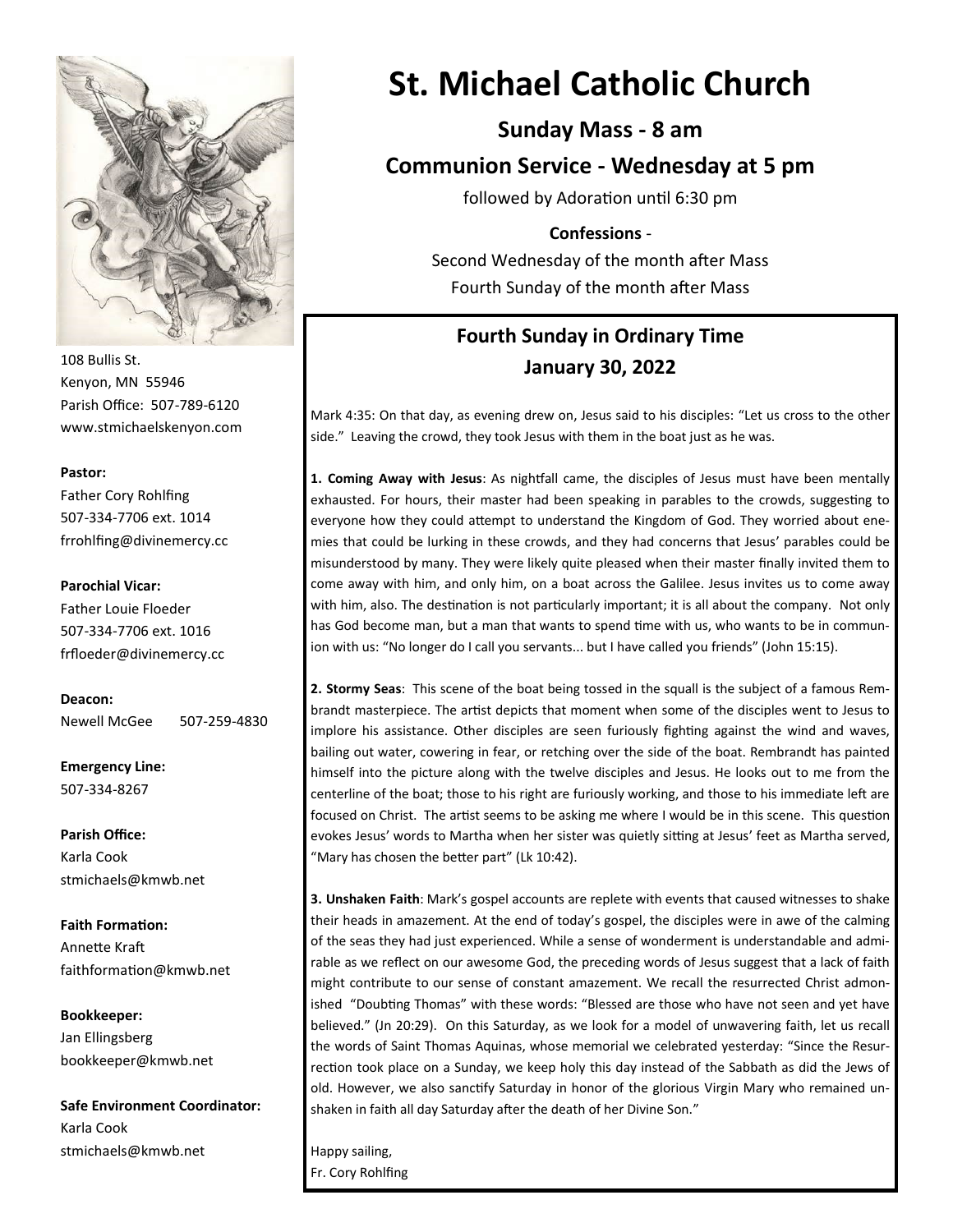# St. Michael Catholic Church

**Sunday Mass - 8 am**

**Communion Service - Wednesday at 5 pm**

followed by Adoration until 6:30 pm

**Confessions** -

Second Wednesday of the month after Mass

Fourth Sunday of the month after Mass

108 Bullis St.
Kenyon, MN 55946
Parish Office: 507-789-6120
www.stmichaelskenyon.com

**Pastor:**
Father Cory Rohlfing
507-334-7706 ext. 1014
frrohlfing@divinemercy.cc

**Parochial Vicar:**
Father Louie Floeder
507-334-7706 ext. 1016
frfloeder@divinemercy.cc

**Deacon:**
Newell McGee 507-259-4830

**Emergency Line:**
507-334-8267

**Parish Office:**
Karla Cook
stmichaels@kmwb.net

**Faith Formation:**
Annette Kraft
faithformation@kmwb.net

**Bookkeeper:**
Jan Ellingsberg
bookkeeper@kmwb.net

**Safe Environment Coordinator:**
Karla Cook
stmichaels@kmwb.net

## Fourth Sunday in Ordinary Time
## January 30, 2022

Mark 4:35: On that day, as evening drew on, Jesus said to his disciples: "Let us cross to the other side." Leaving the crowd, they took Jesus with them in the boat just as he was.

**1. Coming Away with Jesus**: As nightfall came, the disciples of Jesus must have been mentally exhausted. For hours, their master had been speaking in parables to the crowds, suggesting to everyone how they could attempt to understand the Kingdom of God. They worried about enemies that could be lurking in these crowds, and they had concerns that Jesus' parables could be misunderstood by many. They were likely quite pleased when their master finally invited them to come away with him, and only him, on a boat across the Galilee. Jesus invites us to come away with him, also. The destination is not particularly important; it is all about the company. Not only has God become man, but a man that wants to spend time with us, who wants to be in communion with us: "No longer do I call you servants... but I have called you friends" (John 15:15).

**2. Stormy Seas**: This scene of the boat being tossed in the squall is the subject of a famous Rembrandt masterpiece. The artist depicts that moment when some of the disciples went to Jesus to implore his assistance. Other disciples are seen furiously fighting against the wind and waves, bailing out water, cowering in fear, or retching over the side of the boat. Rembrandt has painted himself into the picture along with the twelve disciples and Jesus. He looks out to me from the centerline of the boat; those to his right are furiously working, and those to his immediate left are focused on Christ. The artist seems to be asking me where I would be in this scene. This question evokes Jesus' words to Martha when her sister was quietly sitting at Jesus' feet as Martha served, "Mary has chosen the better part" (Lk 10:42).

**3. Unshaken Faith**: Mark's gospel accounts are replete with events that caused witnesses to shake their heads in amazement. At the end of today's gospel, the disciples were in awe of the calming of the seas they had just experienced. While a sense of wonderment is understandable and admirable as we reflect on our awesome God, the preceding words of Jesus suggest that a lack of faith might contribute to our sense of constant amazement. We recall the resurrected Christ admonished "Doubting Thomas" with these words: "Blessed are those who have not seen and yet have believed." (Jn 20:29). On this Saturday, as we look for a model of unwavering faith, let us recall the words of Saint Thomas Aquinas, whose memorial we celebrated yesterday: "Since the Resurrection took place on a Sunday, we keep holy this day instead of the Sabbath as did the Jews of old. However, we also sanctify Saturday in honor of the glorious Virgin Mary who remained unshaken in faith all day Saturday after the death of her Divine Son."

Happy sailing,
Fr. Cory Rohlfing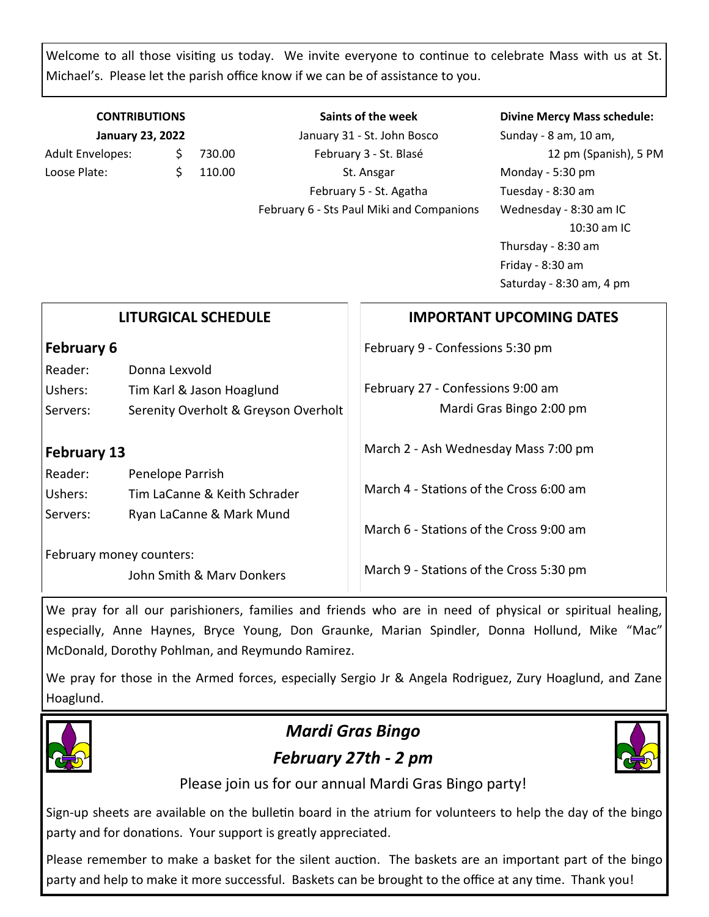Welcome to all those visiting us today. We invite everyone to continue to celebrate Mass with us at St. Michael's. Please let the parish office know if we can be of assistance to you.

**CONTRIBUTIONS**

**January 23, 2022**

| | | |
|---|---|---|
| Adult Envelopes: | $ | 730.00 |
| Loose Plate: | $ | 110.00 |

**Saints of the week**

January 31 - St. John Bosco
February 3 - St. Blasé
St. Ansgar
February 5 - St. Agatha
February 6 - Sts Paul Miki and Companions

**Divine Mercy Mass schedule:**

Sunday - 8 am, 10 am, 12 pm (Spanish), 5 PM
Monday - 5:30 pm
Tuesday - 8:30 am
Wednesday - 8:30 am IC
10:30 am IC
Thursday - 8:30 am
Friday - 8:30 am
Saturday - 8:30 am, 4 pm

## LITURGICAL SCHEDULE

### February 6

| | |
|---|---|
| Reader: | Donna Lexvold |
| Ushers: | Tim Karl & Jason Hoaglund |
| Servers: | Serenity Overholt & Greyson Overholt |

### February 13

| | |
|---|---|
| Reader: | Penelope Parrish |
| Ushers: | Tim LaCanne & Keith Schrader |
| Servers: | Ryan LaCanne & Mark Mund |

February money counters:
John Smith & Marv Donkers

## IMPORTANT UPCOMING DATES

February 9 - Confessions 5:30 pm

February 27 - Confessions 9:00 am
Mardi Gras Bingo 2:00 pm

March 2 - Ash Wednesday Mass 7:00 pm

March 4 - Stations of the Cross 6:00 am

March 6 - Stations of the Cross 9:00 am

March 9 - Stations of the Cross 5:30 pm

We pray for all our parishioners, families and friends who are in need of physical or spiritual healing, especially, Anne Haynes, Bryce Young, Don Graunke, Marian Spindler, Donna Hollund, Mike "Mac" McDonald, Dorothy Pohlman, and Reymundo Ramirez.

We pray for those in the Armed forces, especially Sergio Jr & Angela Rodriguez, Zury Hoaglund, and Zane Hoaglund.

## *Mardi Gras Bingo*

## *February 27th - 2 pm*

Please join us for our annual Mardi Gras Bingo party!

Sign-up sheets are available on the bulletin board in the atrium for volunteers to help the day of the bingo party and for donations. Your support is greatly appreciated.

Please remember to make a basket for the silent auction. The baskets are an important part of the bingo party and help to make it more successful. Baskets can be brought to the office at any time. Thank you!